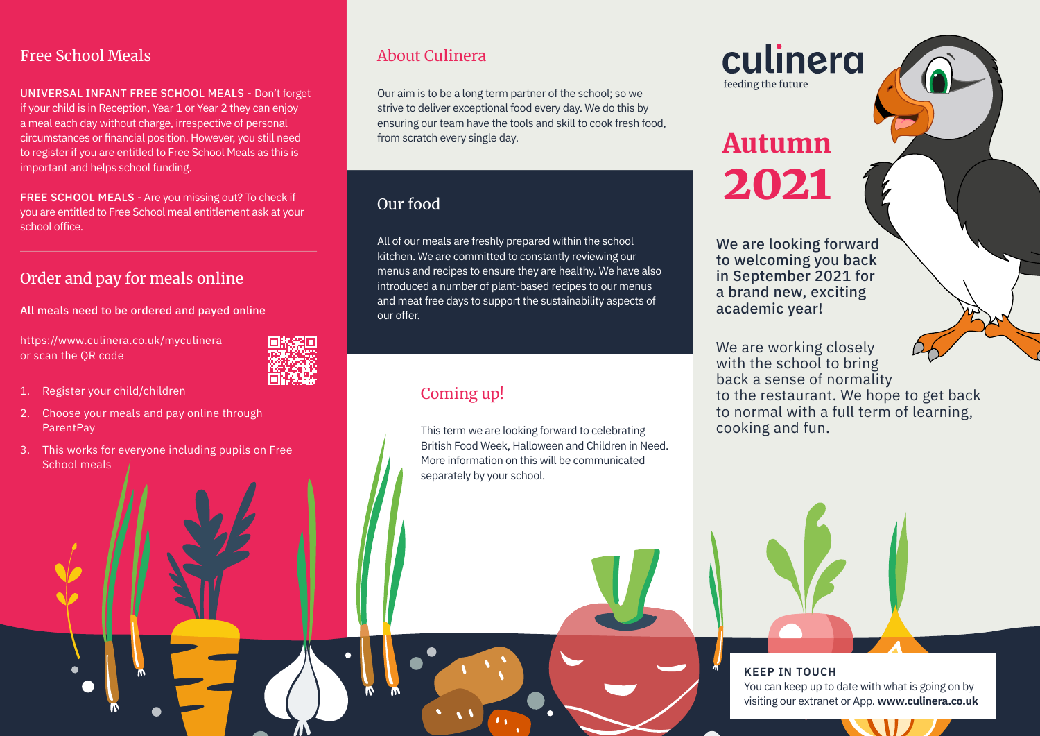## Free School Meals

**UNIVERSAL INFANT FREE SCHOOL MEALS -** Don't forget if your child is in Reception, Year 1 or Year 2 they can enjoy a meal each day without charge, irrespective of personal circumstances or financial position. However, you still need to register if you are entitled to Free School Meals as this is important and helps school funding.

**FREE SCHOOL MEALS -** Are you missing out? To check if you are entitled to Free School meal entitlement ask at your school office.

---

## Order and pay for meals online

**All meals need to be ordered and payed online**

https://www.culinera.co.uk/myculinera
or scan the QR code

1. Register your child/children
2. Choose your meals and pay online through ParentPay
3. This works for everyone including pupils on Free School meals

## About Culinera

Our aim is to be a long term partner of the school; so we strive to deliver exceptional food every day. We do this by ensuring our team have the tools and skill to cook fresh food, from scratch every single day.

## Our food

All of our meals are freshly prepared within the school kitchen. We are committed to constantly reviewing our menus and recipes to ensure they are healthy. We have also introduced a number of plant-based recipes to our menus and meat free days to support the sustainability aspects of our offer.

## Coming up!

This term we are looking forward to celebrating British Food Week, Halloween and Children in Need. More information on this will be communicated separately by your school.

culinera
feeding the future

# Autumn 2021

**We are looking forward to welcoming you back in September 2021 for a brand new, exciting academic year!**

We are working closely with the school to bring back a sense of normality to the restaurant. We hope to get back to normal with a full term of learning, cooking and fun.

**KEEP IN TOUCH**
You can keep up to date with what is going on by visiting our extranet or App. **www.culinera.co.uk**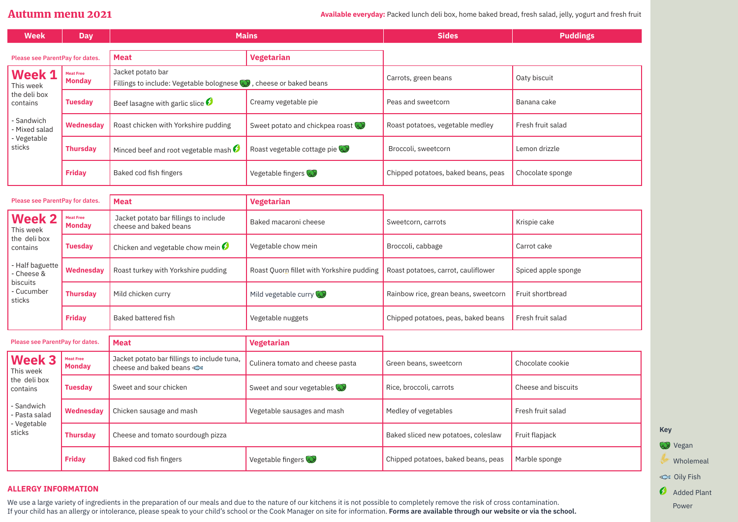# Autumn menu 2021

**Available everyday:** Packed lunch deli box, home baked bread, fresh salad, jelly, yogurt and fresh fruit

| Week | Day | Mains – Meat | Mains – Vegetarian | Sides | Puddings |
|---|---|---|---|---|---|
| Please see ParentPay for dates. | | **Meat** | **Vegetarian** | | |
| **Week 1** This week the deli box contains - Sandwich - Mixed salad - Vegetable sticks | Meat Free **Monday** | Jacket potato bar Fillings to include: Vegetable bolognese (Vegan), cheese or baked beans | | Carrots, green beans | Oaty biscuit |
| | **Tuesday** | Beef lasagne with garlic slice (Added Plant Power) | Creamy vegetable pie | Peas and sweetcorn | Banana cake |
| | **Wednesday** | Roast chicken with Yorkshire pudding | Sweet potato and chickpea roast (Vegan) | Roast potatoes, vegetable medley | Fresh fruit salad |
| | **Thursday** | Minced beef and root vegetable mash (Added Plant Power) | Roast vegetable cottage pie (Vegan) | Broccoli, sweetcorn | Lemon drizzle |
| | **Friday** | Baked cod fish fingers | Vegetable fingers (Vegan) | Chipped potatoes, baked beans, peas | Chocolate sponge |
| Please see ParentPay for dates. | | **Meat** | **Vegetarian** | | |
| **Week 2** This week the deli box contains - Half baguette - Cheese & biscuits - Cucumber sticks | Meat Free **Monday** | Jacket potato bar fillings to include cheese and baked beans | Baked macaroni cheese | Sweetcorn, carrots | Krispie cake |
| | **Tuesday** | Chicken and vegetable chow mein (Added Plant Power) | Vegetable chow mein | Broccoli, cabbage | Carrot cake |
| | **Wednesday** | Roast turkey with Yorkshire pudding | Roast Quorn fillet with Yorkshire pudding | Roast potatoes, carrot, cauliflower | Spiced apple sponge |
| | **Thursday** | Mild chicken curry | Mild vegetable curry (Vegan) | Rainbow rice, grean beans, sweetcorn | Fruit shortbread |
| | **Friday** | Baked battered fish | Vegetable nuggets | Chipped potatoes, peas, baked beans | Fresh fruit salad |
| Please see ParentPay for dates. | | **Meat** | **Vegetarian** | | |
| **Week 3** This week the deli box contains - Sandwich - Pasta salad - Vegetable sticks | Meat Free **Monday** | Jacket potato bar fillings to include tuna, cheese and baked beans (Oily Fish) | Culinera tomato and cheese pasta | Green beans, sweetcorn | Chocolate cookie |
| | **Tuesday** | Sweet and sour chicken | Sweet and sour vegetables (Vegan) | Rice, broccoli, carrots | Cheese and biscuits |
| | **Wednesday** | Chicken sausage and mash | Vegetable sausages and mash | Medley of vegetables | Fresh fruit salad |
| | **Thursday** | Cheese and tomato sourdough pizza | | Baked sliced new potatoes, coleslaw | Fruit flapjack |
| | **Friday** | Baked cod fish fingers | Vegetable fingers (Vegan) | Chipped potatoes, baked beans, peas | Marble sponge |

**Key**
- Vegan
- Wholemeal
- Oily Fish
- Added Plant Power

## ALLERGY INFORMATION

We use a large variety of ingredients in the preparation of our meals and due to the nature of our kitchens it is not possible to completely remove the risk of cross contamination.
If your child has an allergy or intolerance, please speak to your child's school or the Cook Manager on site for information. **Forms are available through our website or via the school.**